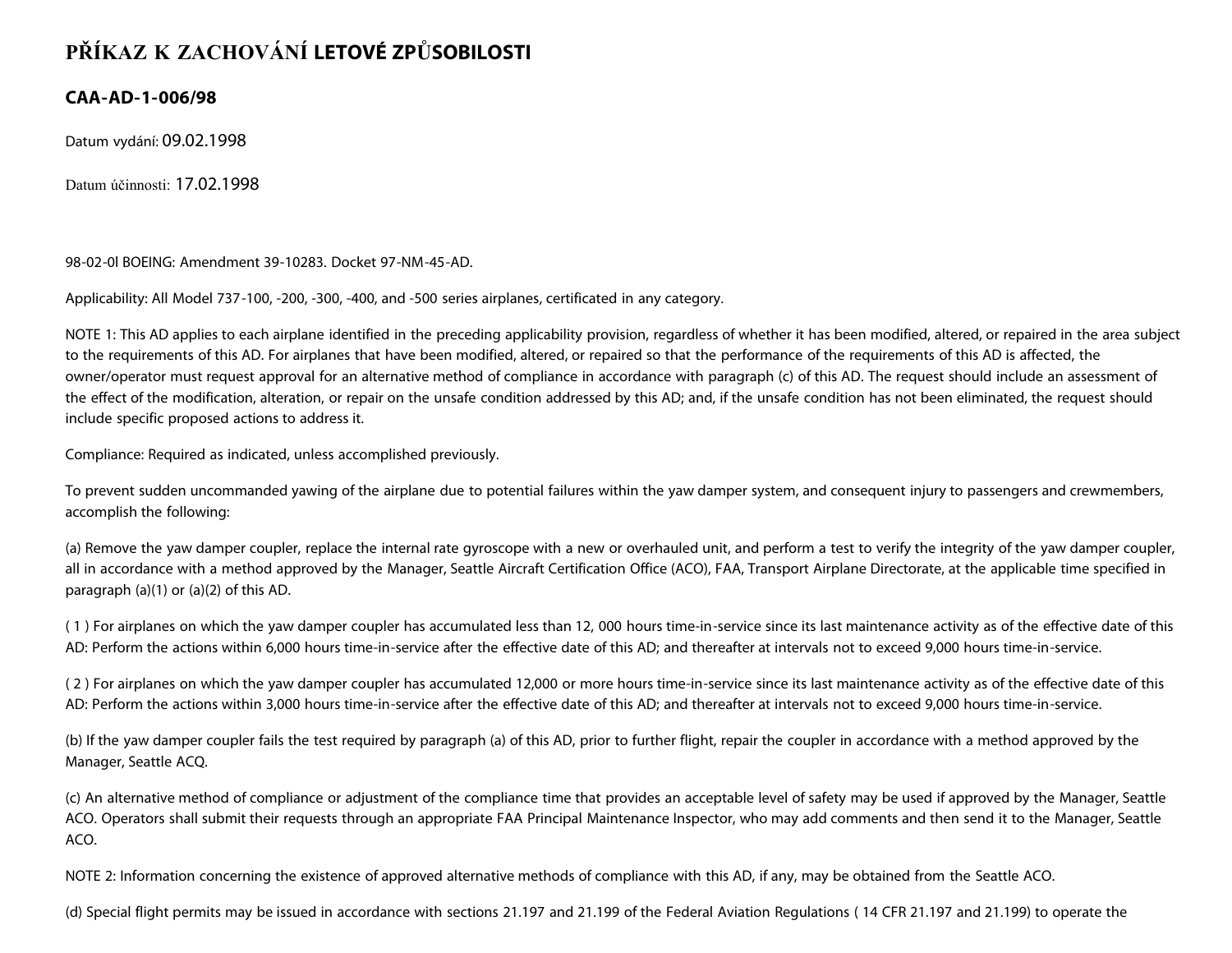# PŘÍKAZ K ZACHOVÁNÍ LETOVÉ ZPŮSOBILOSTI

## CAA-AD-1-006/98

Datum vydání: 09.02.1998

Datum účinnosti: 17.02.1998

98-02-0l BOEING: Amendment 39-10283. Docket 97-NM-45-AD.

Applicability: All Model 737-100, -200, -300, -400, and -500 series airplanes, certificated in any category.

NOTE 1: This AD applies to each airplane identified in the preceding applicability provision, regardless of whether it has been modified, altered, or repaired in the area subject to the requirements of this AD. For airplanes that have been modified, altered, or repaired so that the performance of the requirements of this AD is affected, the owner/operator must request approval for an alternative method of compliance in accordance with paragraph (c) of this AD. The request should include an assessment of the effect of the modification, alteration, or repair on the unsafe condition addressed by this AD; and, if the unsafe condition has not been eliminated, the request should include specific proposed actions to address it.

Compliance: Required as indicated, unless accomplished previously.

To prevent sudden uncommanded yawing of the airplane due to potential failures within the yaw damper system, and consequent injury to passengers and crewmembers, accomplish the following:

(a) Remove the yaw damper coupler, replace the internal rate gyroscope with a new or overhauled unit, and perform a test to verify the integrity of the yaw damper coupler, all in accordance with a method approved by the Manager, Seattle Aircraft Certification Office (ACO), FAA, Transport Airplane Directorate, at the applicable time specified in paragraph (a)(1) or (a)(2) of this AD.

( 1 ) For airplanes on which the yaw damper coupler has accumulated less than 12, 000 hours time-in-service since its last maintenance activity as of the effective date of this AD: Perform the actions within 6,000 hours time-in-service after the effective date of this AD; and thereafter at intervals not to exceed 9,000 hours time-in-service.

( 2 ) For airplanes on which the yaw damper coupler has accumulated 12,000 or more hours time-in-service since its last maintenance activity as of the effective date of this AD: Perform the actions within 3,000 hours time-in-service after the effective date of this AD; and thereafter at intervals not to exceed 9,000 hours time-in-service.

(b) If the yaw damper coupler fails the test required by paragraph (a) of this AD, prior to further flight, repair the coupler in accordance with a method approved by the Manager, Seattle ACQ.

(c) An alternative method of compliance or adjustment of the compliance time that provides an acceptable level of safety may be used if approved by the Manager, Seattle ACO. Operators shall submit their requests through an appropriate FAA Principal Maintenance Inspector, who may add comments and then send it to the Manager, Seattle ACO.

NOTE 2: Information concerning the existence of approved alternative methods of compliance with this AD, if any, may be obtained from the Seattle ACO.

(d) Special flight permits may be issued in accordance with sections 21.197 and 21.199 of the Federal Aviation Regulations ( 14 CFR 21.197 and 21.199) to operate the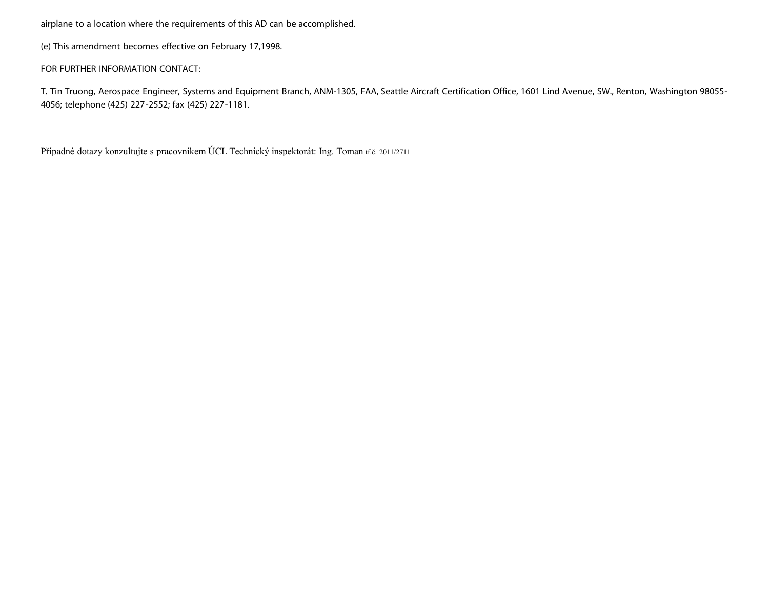airplane to a location where the requirements of this AD can be accomplished.

(e) This amendment becomes effective on February 17,1998.

FOR FURTHER INFORMATION CONTACT:

T. Tin Truong, Aerospace Engineer, Systems and Equipment Branch, ANM-1305, FAA, Seattle Aircraft Certification Office, 1601 Lind Avenue, SW., Renton, Washington 98055-4056; telephone (425) 227-2552; fax (425) 227-1181.

Případné dotazy konzultujte s pracovníkem ÚCL Technický inspektorát: Ing. Toman tf.č. 2011/2711